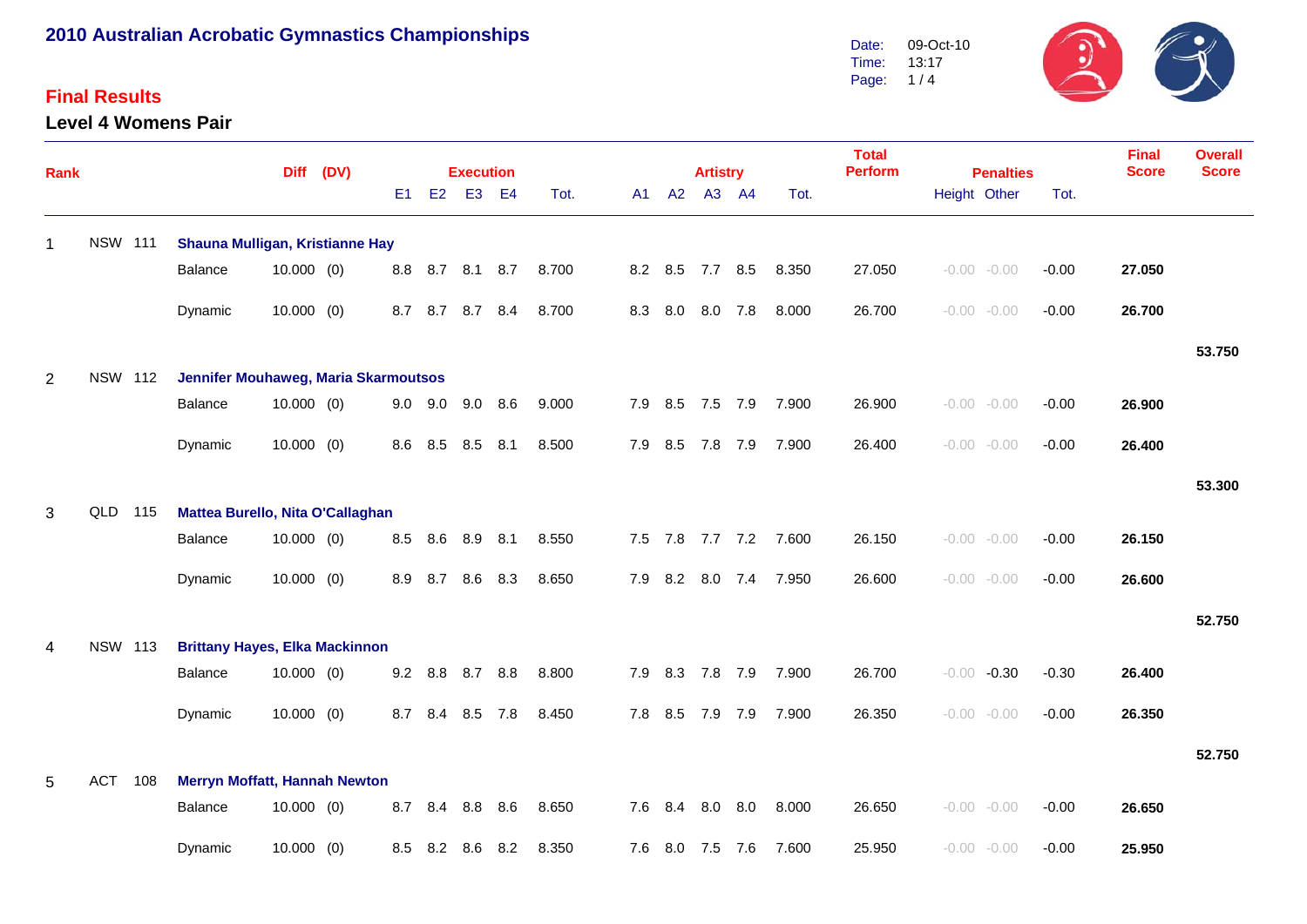# 2010 Australian Acrobatic Gymnastics Championships

Date: 09-Oct-10
Time: 13:17

## Final Results

### Level 4 Womens Pair

| Rank | | | Diff | (DV) | Execution | | | | | Artistry | | | | | Total Perform | Penalties | | | Final Score | Overall Score |
|---|---|---|---|---|---|---|---|---|---|---|---|---|---|---|---|---|---|---|---|---|
| | | | | | E1 | E2 | E3 | E4 | Tot. | A1 | A2 | A3 | A4 | Tot. | | Height | Other | Tot. | | |
| 1 | NSW 111 | **Shauna Mulligan, Kristianne Hay** | | | | | | | | | | | | | | | | | | |
| | | Balance | 10.000 | (0) | 8.8 | 8.7 | 8.1 | 8.7 | 8.700 | 8.2 | 8.5 | 7.7 | 8.5 | 8.350 | 27.050 | -0.00 | -0.00 | -0.00 | **27.050** | |
| | | Dynamic | 10.000 | (0) | 8.7 | 8.7 | 8.7 | 8.4 | 8.700 | 8.3 | 8.0 | 8.0 | 7.8 | 8.000 | 26.700 | -0.00 | -0.00 | -0.00 | **26.700** | |
| | | | | | | | | | | | | | | | | | | | | **53.750** |
| 2 | NSW 112 | **Jennifer Mouhaweg, Maria Skarmoutsos** | | | | | | | | | | | | | | | | | | |
| | | Balance | 10.000 | (0) | 9.0 | 9.0 | 9.0 | 8.6 | 9.000 | 7.9 | 8.5 | 7.5 | 7.9 | 7.900 | 26.900 | -0.00 | -0.00 | -0.00 | **26.900** | |
| | | Dynamic | 10.000 | (0) | 8.6 | 8.5 | 8.5 | 8.1 | 8.500 | 7.9 | 8.5 | 7.8 | 7.9 | 7.900 | 26.400 | -0.00 | -0.00 | -0.00 | **26.400** | |
| | | | | | | | | | | | | | | | | | | | | **53.300** |
| 3 | QLD 115 | **Mattea Burello, Nita O'Callaghan** | | | | | | | | | | | | | | | | | | |
| | | Balance | 10.000 | (0) | 8.5 | 8.6 | 8.9 | 8.1 | 8.550 | 7.5 | 7.8 | 7.7 | 7.2 | 7.600 | 26.150 | -0.00 | -0.00 | -0.00 | **26.150** | |
| | | Dynamic | 10.000 | (0) | 8.9 | 8.7 | 8.6 | 8.3 | 8.650 | 7.9 | 8.2 | 8.0 | 7.4 | 7.950 | 26.600 | -0.00 | -0.00 | -0.00 | **26.600** | |
| | | | | | | | | | | | | | | | | | | | | **52.750** |
| 4 | NSW 113 | **Brittany Hayes, Elka Mackinnon** | | | | | | | | | | | | | | | | | | |
| | | Balance | 10.000 | (0) | 9.2 | 8.8 | 8.7 | 8.8 | 8.800 | 7.9 | 8.3 | 7.8 | 7.9 | 7.900 | 26.700 | -0.00 | -0.30 | -0.30 | **26.400** | |
| | | Dynamic | 10.000 | (0) | 8.7 | 8.4 | 8.5 | 7.8 | 8.450 | 7.8 | 8.5 | 7.9 | 7.9 | 7.900 | 26.350 | -0.00 | -0.00 | -0.00 | **26.350** | |
| | | | | | | | | | | | | | | | | | | | | **52.750** |
| 5 | ACT 108 | **Merryn Moffatt, Hannah Newton** | | | | | | | | | | | | | | | | | | |
| | | Balance | 10.000 | (0) | 8.7 | 8.4 | 8.8 | 8.6 | 8.650 | 7.6 | 8.4 | 8.0 | 8.0 | 8.000 | 26.650 | -0.00 | -0.00 | -0.00 | **26.650** | |
| | | Dynamic | 10.000 | (0) | 8.5 | 8.2 | 8.6 | 8.2 | 8.350 | 7.6 | 8.0 | 7.5 | 7.6 | 7.600 | 25.950 | -0.00 | -0.00 | -0.00 | **25.950** | |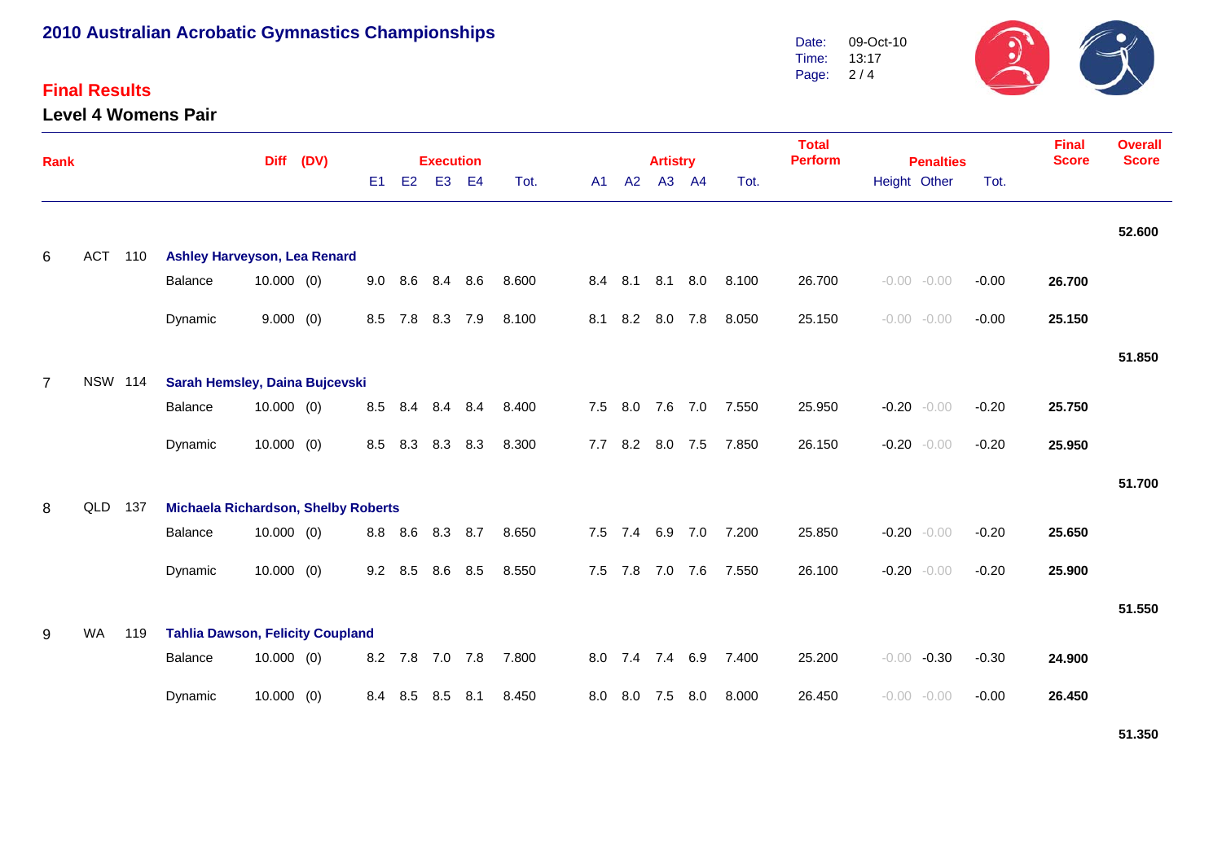# 2010 Australian Acrobatic Gymnastics Championships

Date: 09-Oct-10
Time: 13:17

## Final Results

### Level 4 Womens Pair

| Rank | | | | Diff | (DV) | Execution E1 | E2 | E3 | E4 | Tot. | Artistry A1 | A2 | A3 | A4 | Tot. | Total Perform | Penalties Height | Other | Tot. | Final Score | Overall Score |
|---|---|---|---|---|---|---|---|---|---|---|---|---|---|---|---|---|---|---|---|---|---|
| | | | | | | | | | | | | | | | | | | | | | **52.600** |
| 6 | ACT | 110 | **Ashley Harveyson, Lea Renard** | | | | | | | | | | | | | | | | | | |
| | | | Balance | 10.000 | (0) | 9.0 | 8.6 | 8.4 | 8.6 | 8.600 | 8.4 | 8.1 | 8.1 | 8.0 | 8.100 | 26.700 | -0.00 | -0.00 | -0.00 | **26.700** | |
| | | | Dynamic | 9.000 | (0) | 8.5 | 7.8 | 8.3 | 7.9 | 8.100 | 8.1 | 8.2 | 8.0 | 7.8 | 8.050 | 25.150 | -0.00 | -0.00 | -0.00 | **25.150** | |
| | | | | | | | | | | | | | | | | | | | | | **51.850** |
| 7 | NSW | 114 | **Sarah Hemsley, Daina Bujcevski** | | | | | | | | | | | | | | | | | | |
| | | | Balance | 10.000 | (0) | 8.5 | 8.4 | 8.4 | 8.4 | 8.400 | 7.5 | 8.0 | 7.6 | 7.0 | 7.550 | 25.950 | -0.20 | -0.00 | -0.20 | **25.750** | |
| | | | Dynamic | 10.000 | (0) | 8.5 | 8.3 | 8.3 | 8.3 | 8.300 | 7.7 | 8.2 | 8.0 | 7.5 | 7.850 | 26.150 | -0.20 | -0.00 | -0.20 | **25.950** | |
| | | | | | | | | | | | | | | | | | | | | | **51.700** |
| 8 | QLD | 137 | **Michaela Richardson, Shelby Roberts** | | | | | | | | | | | | | | | | | | |
| | | | Balance | 10.000 | (0) | 8.8 | 8.6 | 8.3 | 8.7 | 8.650 | 7.5 | 7.4 | 6.9 | 7.0 | 7.200 | 25.850 | -0.20 | -0.00 | -0.20 | **25.650** | |
| | | | Dynamic | 10.000 | (0) | 9.2 | 8.5 | 8.6 | 8.5 | 8.550 | 7.5 | 7.8 | 7.0 | 7.6 | 7.550 | 26.100 | -0.20 | -0.00 | -0.20 | **25.900** | |
| | | | | | | | | | | | | | | | | | | | | | **51.550** |
| 9 | WA | 119 | **Tahlia Dawson, Felicity Coupland** | | | | | | | | | | | | | | | | | | |
| | | | Balance | 10.000 | (0) | 8.2 | 7.8 | 7.0 | 7.8 | 7.800 | 8.0 | 7.4 | 7.4 | 6.9 | 7.400 | 25.200 | -0.00 | -0.30 | -0.30 | **24.900** | |
| | | | Dynamic | 10.000 | (0) | 8.4 | 8.5 | 8.5 | 8.1 | 8.450 | 8.0 | 8.0 | 7.5 | 8.0 | 8.000 | 26.450 | -0.00 | -0.00 | -0.00 | **26.450** | |
| | | | | | | | | | | | | | | | | | | | | | **51.350** |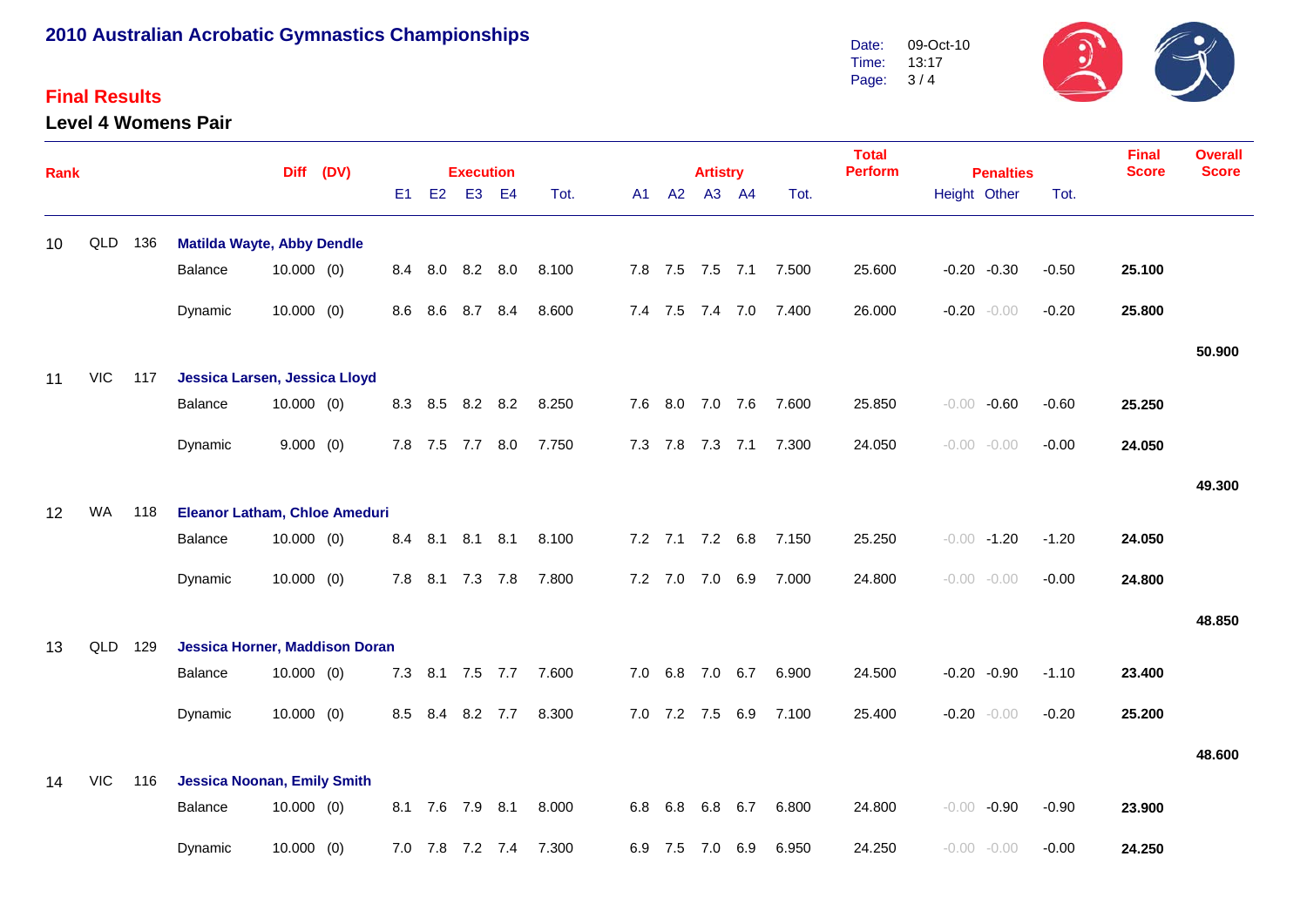# 2010 Australian Acrobatic Gymnastics Championships

Date: 09-Oct-10
Time: 13:17

## Final Results

### Level 4 Womens Pair

| Rank | | | | Diff | (DV) | E1 | E2 | E3 | E4 | Execution Tot. | A1 | A2 | A3 | A4 | Artistry Tot. | Total Perform | Penalties Height | Penalties Other | Penalties Tot. | Final Score | Overall Score |
|---|---|---|---|---|---|---|---|---|---|---|---|---|---|---|---|---|---|---|---|---|---|
| 10 | QLD | 136 | **Matilda Wayte, Abby Dendle** | | | | | | | | | | | | | | | | | | |
| | | | Balance | 10.000 | (0) | 8.4 | 8.0 | 8.2 | 8.0 | 8.100 | 7.8 | 7.5 | 7.5 | 7.1 | 7.500 | 25.600 | -0.20 | -0.30 | -0.50 | **25.100** | |
| | | | Dynamic | 10.000 | (0) | 8.6 | 8.6 | 8.7 | 8.4 | 8.600 | 7.4 | 7.5 | 7.4 | 7.0 | 7.400 | 26.000 | -0.20 | -0.00 | -0.20 | **25.800** | |
| | | | | | | | | | | | | | | | | | | | | | **50.900** |
| 11 | VIC | 117 | **Jessica Larsen, Jessica Lloyd** | | | | | | | | | | | | | | | | | | |
| | | | Balance | 10.000 | (0) | 8.3 | 8.5 | 8.2 | 8.2 | 8.250 | 7.6 | 8.0 | 7.0 | 7.6 | 7.600 | 25.850 | -0.00 | -0.60 | -0.60 | **25.250** | |
| | | | Dynamic | 9.000 | (0) | 7.8 | 7.5 | 7.7 | 8.0 | 7.750 | 7.3 | 7.8 | 7.3 | 7.1 | 7.300 | 24.050 | -0.00 | -0.00 | -0.00 | **24.050** | |
| | | | | | | | | | | | | | | | | | | | | | **49.300** |
| 12 | WA | 118 | **Eleanor Latham, Chloe Ameduri** | | | | | | | | | | | | | | | | | | |
| | | | Balance | 10.000 | (0) | 8.4 | 8.1 | 8.1 | 8.1 | 8.100 | 7.2 | 7.1 | 7.2 | 6.8 | 7.150 | 25.250 | -0.00 | -1.20 | -1.20 | **24.050** | |
| | | | Dynamic | 10.000 | (0) | 7.8 | 8.1 | 7.3 | 7.8 | 7.800 | 7.2 | 7.0 | 7.0 | 6.9 | 7.000 | 24.800 | -0.00 | -0.00 | -0.00 | **24.800** | |
| | | | | | | | | | | | | | | | | | | | | | **48.850** |
| 13 | QLD | 129 | **Jessica Horner, Maddison Doran** | | | | | | | | | | | | | | | | | | |
| | | | Balance | 10.000 | (0) | 7.3 | 8.1 | 7.5 | 7.7 | 7.600 | 7.0 | 6.8 | 7.0 | 6.7 | 6.900 | 24.500 | -0.20 | -0.90 | -1.10 | **23.400** | |
| | | | Dynamic | 10.000 | (0) | 8.5 | 8.4 | 8.2 | 7.7 | 8.300 | 7.0 | 7.2 | 7.5 | 6.9 | 7.100 | 25.400 | -0.20 | -0.00 | -0.20 | **25.200** | |
| | | | | | | | | | | | | | | | | | | | | | **48.600** |
| 14 | VIC | 116 | **Jessica Noonan, Emily Smith** | | | | | | | | | | | | | | | | | | |
| | | | Balance | 10.000 | (0) | 8.1 | 7.6 | 7.9 | 8.1 | 8.000 | 6.8 | 6.8 | 6.8 | 6.7 | 6.800 | 24.800 | -0.00 | -0.90 | -0.90 | **23.900** | |
| | | | Dynamic | 10.000 | (0) | 7.0 | 7.8 | 7.2 | 7.4 | 7.300 | 6.9 | 7.5 | 7.0 | 6.9 | 6.950 | 24.250 | -0.00 | -0.00 | -0.00 | **24.250** | |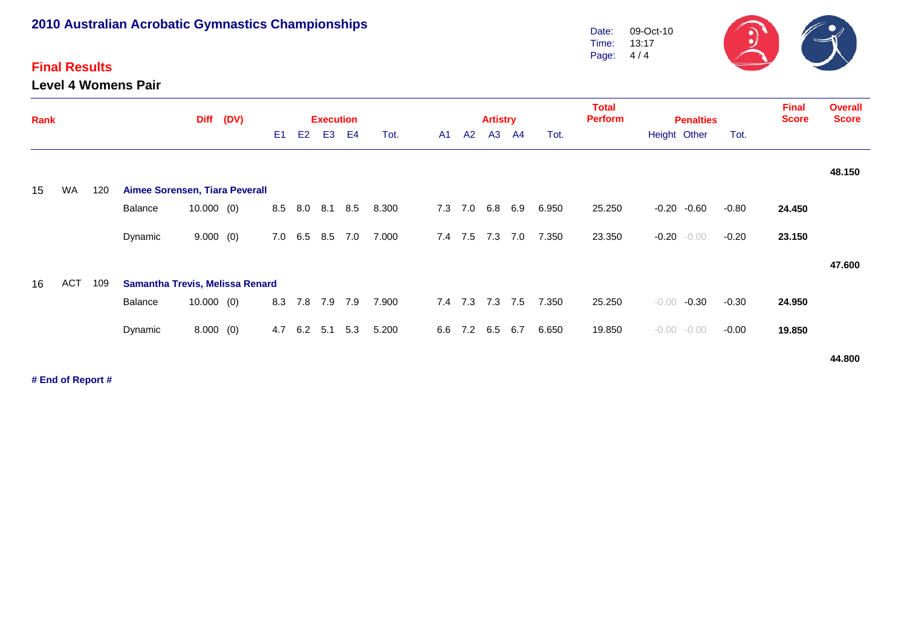# 2010 Australian Acrobatic Gymnastics Championships

Date: 09-Oct-10
Time: 13:17

## Final Results

### Level 4 Womens Pair

| Rank | | | | Diff | (DV) | Execution E1 | E2 | E3 | E4 | Tot. | Artistry A1 | A2 | A3 | A4 | Tot. | Total Perform | Penalties Height | Other | Tot. | Final Score | Overall Score |
|---|---|---|---|---|---|---|---|---|---|---|---|---|---|---|---|---|---|---|---|---|---|
| | | | | | | | | | | | | | | | | | | | | | **48.150** |
| 15 | WA | 120 | **Aimee Sorensen, Tiara Peverall** | | | | | | | | | | | | | | | | | | |
| | | | Balance | 10.000 | (0) | 8.5 | 8.0 | 8.1 | 8.5 | 8.300 | 7.3 | 7.0 | 6.8 | 6.9 | 6.950 | 25.250 | -0.20 | -0.60 | -0.80 | **24.450** | |
| | | | Dynamic | 9.000 | (0) | 7.0 | 6.5 | 8.5 | 7.0 | 7.000 | 7.4 | 7.5 | 7.3 | 7.0 | 7.350 | 23.350 | -0.20 | -0.00 | -0.20 | **23.150** | |
| | | | | | | | | | | | | | | | | | | | | | **47.600** |
| 16 | ACT | 109 | **Samantha Trevis, Melissa Renard** | | | | | | | | | | | | | | | | | | |
| | | | Balance | 10.000 | (0) | 8.3 | 7.8 | 7.9 | 7.9 | 7.900 | 7.4 | 7.3 | 7.3 | 7.5 | 7.350 | 25.250 | -0.00 | -0.30 | -0.30 | **24.950** | |
| | | | Dynamic | 8.000 | (0) | 4.7 | 6.2 | 5.1 | 5.3 | 5.200 | 6.6 | 7.2 | 6.5 | 6.7 | 6.650 | 19.850 | -0.00 | -0.00 | -0.00 | **19.850** | |
| | | | | | | | | | | | | | | | | | | | | | **44.800** |

**# End of Report #**